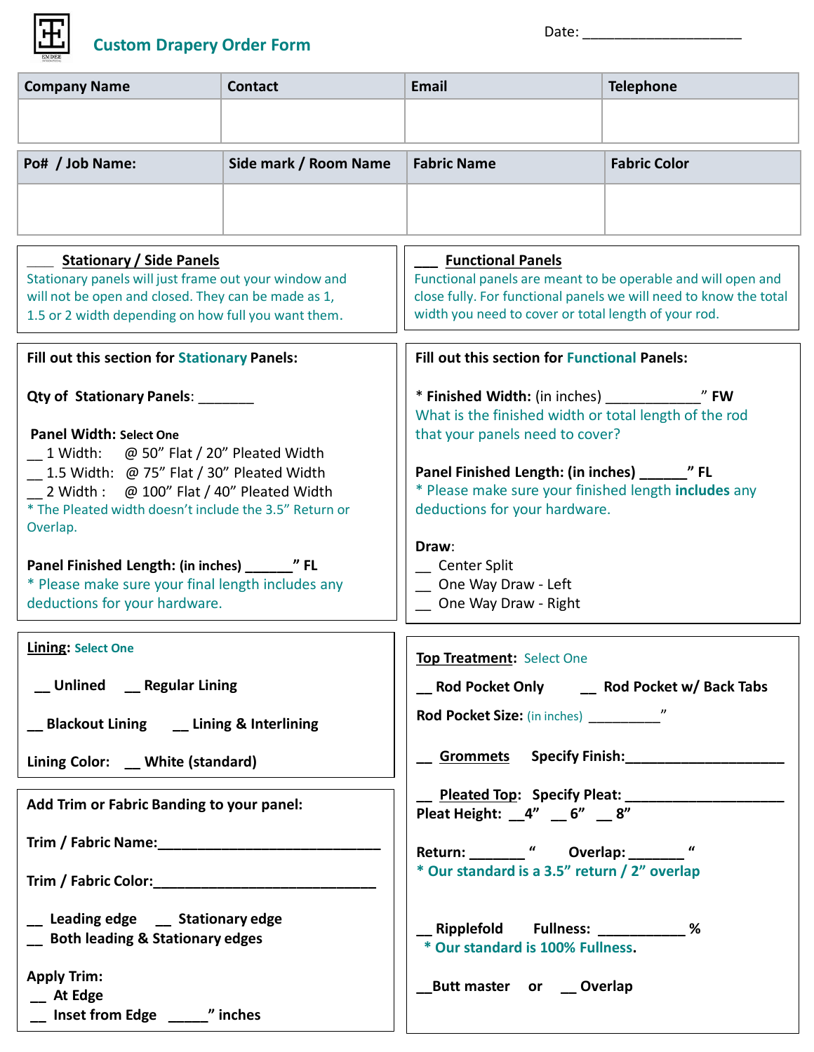# Custom Drapery Order Form

Date: ____________________

| Company Name | Contact | Email | Telephone |
| --- | --- | --- | --- |
| | | | |

| Po# / Job Name: | Side mark / Room Name | Fabric Name | Fabric Color |
| --- | --- | --- | --- |
| | | | |

___ **Stationary / Side Panels**

Stationary panels will just frame out your window and will not be open and closed. They can be made as 1, 1.5 or 2 width depending on how full you want them.

___ **Functional Panels**

Functional panels are meant to be operable and will open and close fully. For functional panels we will need to know the total width you need to cover or total length of your rod.

**Fill out this section for Stationary Panels:**

**Qty of Stationary Panels**: _______

**Panel Width: Select One**

__ 1 Width: @ 50" Flat / 20" Pleated Width

__ 1.5 Width: @ 75" Flat / 30" Pleated Width

__ 2 Width : @ 100" Flat / 40" Pleated Width

* The Pleated width doesn't include the 3.5" Return or Overlap.

**Panel Finished Length: (in inches) ______" FL**

* Please make sure your final length includes any deductions for your hardware.

**Fill out this section for Functional Panels:**

* **Finished Width:** (in inches) ___________" **FW**

What is the finished width or total length of the rod that your panels need to cover?

**Panel Finished Length: (in inches) ______" FL**

* Please make sure your finished length **includes** any deductions for your hardware.

**Draw**:

__ Center Split

__ One Way Draw - Left

__ One Way Draw - Right

**Lining**: Select One

__ **Unlined** __ **Regular Lining**

__ **Blackout Lining** __ **Lining & Interlining**

**Lining Color:** __ **White (standard)**

**Add Trim or Fabric Banding to your panel:**

**Trim / Fabric Name:**____________________________

**Trim / Fabric Color:**____________________________

__ **Leading edge** __ **Stationary edge**

__ **Both leading & Stationary edges**

**Apply Trim:**

__ **At Edge**

__ **Inset from Edge** _____" **inches**

**Top Treatment**: Select One

__ **Rod Pocket Only** __ **Rod Pocket w/ Back Tabs**

**Rod Pocket Size:** (in inches) _________"

__ **Grommets** **Specify Finish:**____________________

__ **Pleated Top**: **Specify Pleat:** ____________________

**Pleat Height:** __**4"** __ **6"** __ **8"**

**Return:** _______ **"** **Overlap:** _______ **"**

* **Our standard is a 3.5" return / 2" overlap**

__ **Ripplefold** **Fullness:** __________ **%**

* **Our standard is 100% Fullness.**

__**Butt master** or __ **Overlap**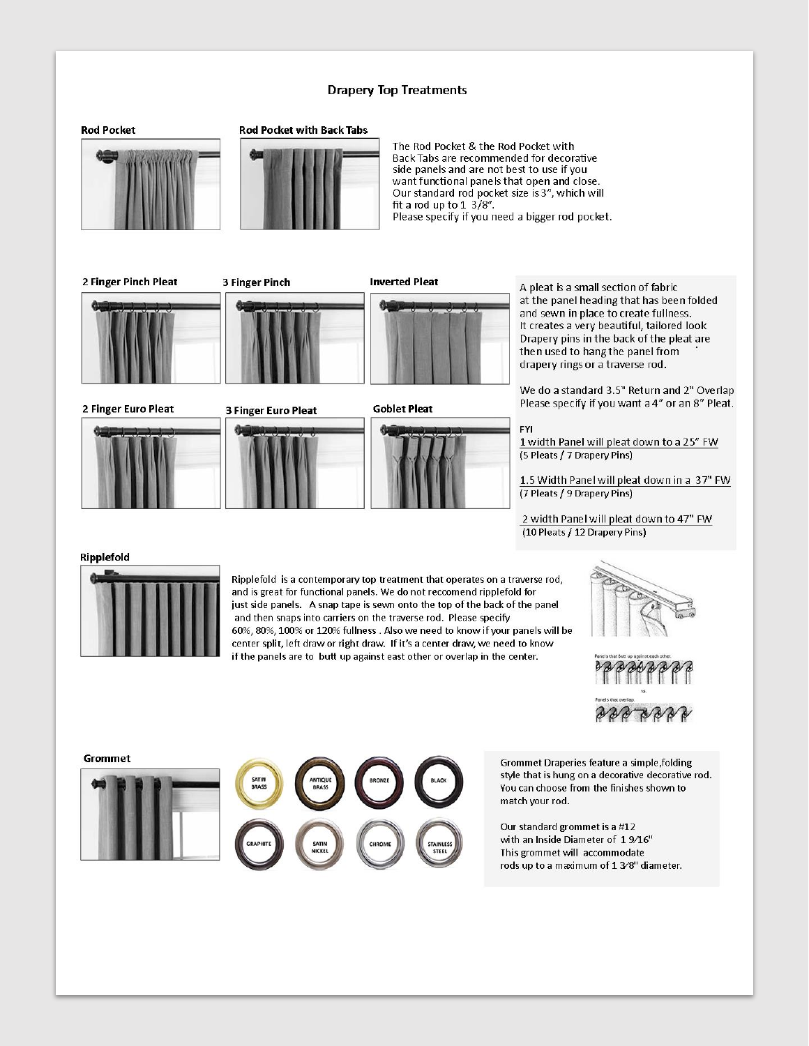# Drapery Top Treatments

**Rod Pocket**

**Rod Pocket with Back Tabs**

The Rod Pocket & the Rod Pocket with Back Tabs are recommended for decorative side panels and are not best to use if you want functional panels that open and close. Our standard rod pocket size is 3", which will fit a rod up to 1 3/8". Please specify if you need a bigger rod pocket.

**2 Finger Pinch Pleat**

**3 Finger Pinch**

**Inverted Pleat**

**2 Finger Euro Pleat**

**3 Finger Euro Pleat**

**Goblet Pleat**

A pleat is a small section of fabric at the panel heading that has been folded and sewn in place to create fullness. It creates a very beautiful, tailored look. Drapery pins in the back of the pleat are then used to hang the panel from drapery rings or a traverse rod.

We do a standard 3.5" Return and 2" Overlap. Please specify if you want a 4" or an 8" Pleat.

FYI

1 width Panel will pleat down to a 25" FW
(5 Pleats / 7 Drapery Pins)

1.5 Width Panel will pleat down in a 37" FW
(7 Pleats / 9 Drapery Pins)

2 width Panel will pleat down to 47" FW
(10 Pleats / 12 Drapery Pins)

**Ripplefold**

Ripplefold is a contemporary top treatment that operates on a traverse rod, and is great for functional panels. We do not reccomend ripplefold for just side panels. A snap tape is sewn onto the top of the back of the panel and then snaps into carriers on the traverse rod. Please specify 60%, 80%, 100% or 120% fullness . Also we need to know if your panels will be center split, left draw or right draw. If it's a center draw, we need to know if the panels are to butt up against east other or overlap in the center.

Panels that butt up against each other.

vs.

Panels that overlap.

**Grommet**

SATIN BRASS · ANTIQUE BRASS · BRONZE · BLACK · GRAPHITE · SATIN NICKEL · CHROME · STAINLESS STEEL

Grommet Draperies feature a simple,folding style that is hung on a decorative decorative rod. You can choose from the finishes shown to match your rod.

Our standard grommet is a #12 with an Inside Diameter of 1 9⁄16" This grommet will accommodate rods up to a maximum of 1 3⁄8" diameter.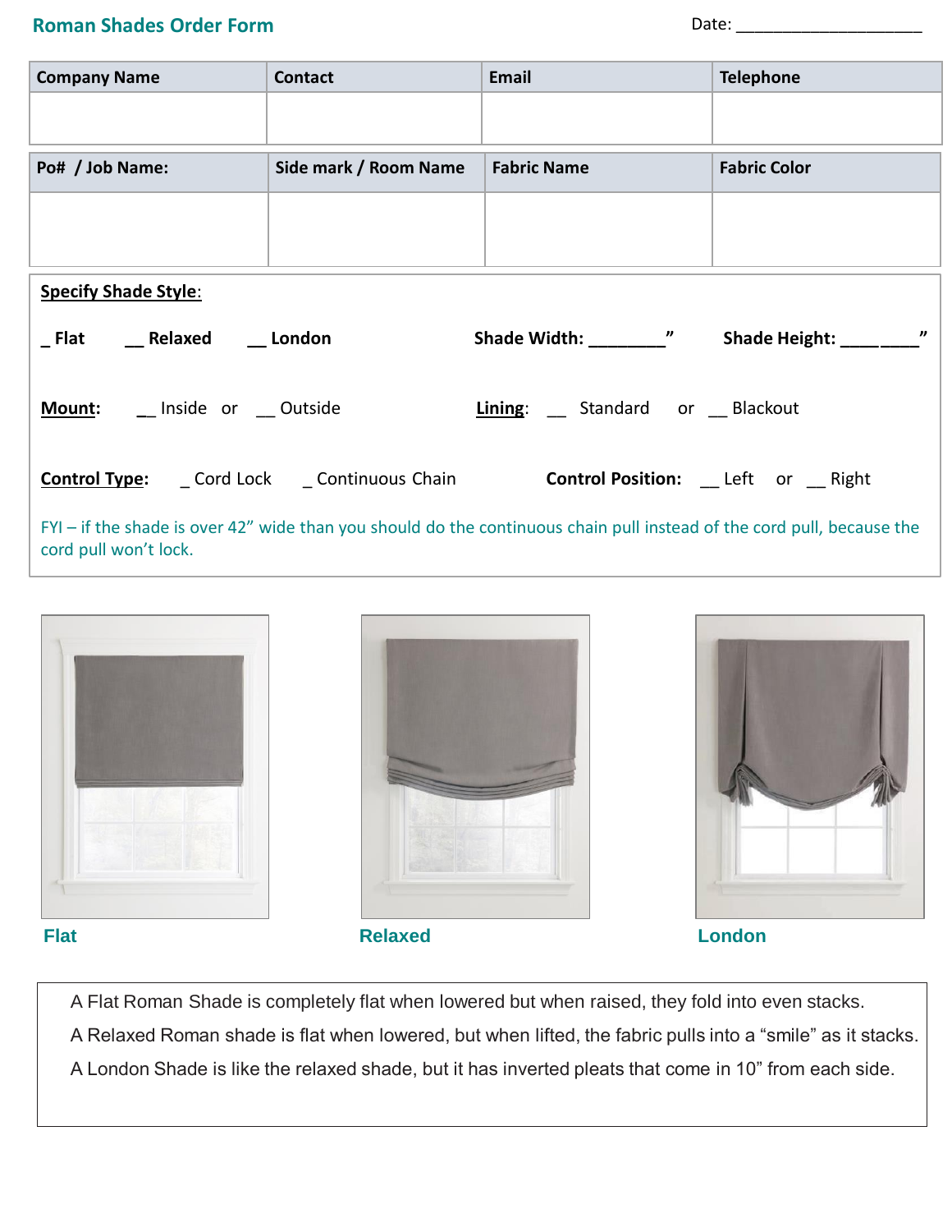## Roman Shades Order Form

Date: ____________________

| Company Name | Contact | Email | Telephone |
|---|---|---|---|
| | | | |

| Po# / Job Name: | Side mark / Room Name | Fabric Name | Fabric Color |
|---|---|---|---|
| | | | |

**Specify Shade Style:**

**_ Flat** **__ Relaxed** **__ London** **Shade Width: ________"** **Shade Height: ________"**

**Mount:** __ Inside or __ Outside **Lining:** __ Standard or __ Blackout

**Control Type:** _ Cord Lock _ Continuous Chain **Control Position:** __ Left or __ Right

FYI – if the shade is over 42" wide than you should do the continuous chain pull instead of the cord pull, because the cord pull won't lock.

**Flat** **Relaxed** **London**

A Flat Roman Shade is completely flat when lowered but when raised, they fold into even stacks.

A Relaxed Roman shade is flat when lowered, but when lifted, the fabric pulls into a "smile" as it stacks.

A London Shade is like the relaxed shade, but it has inverted pleats that come in 10" from each side.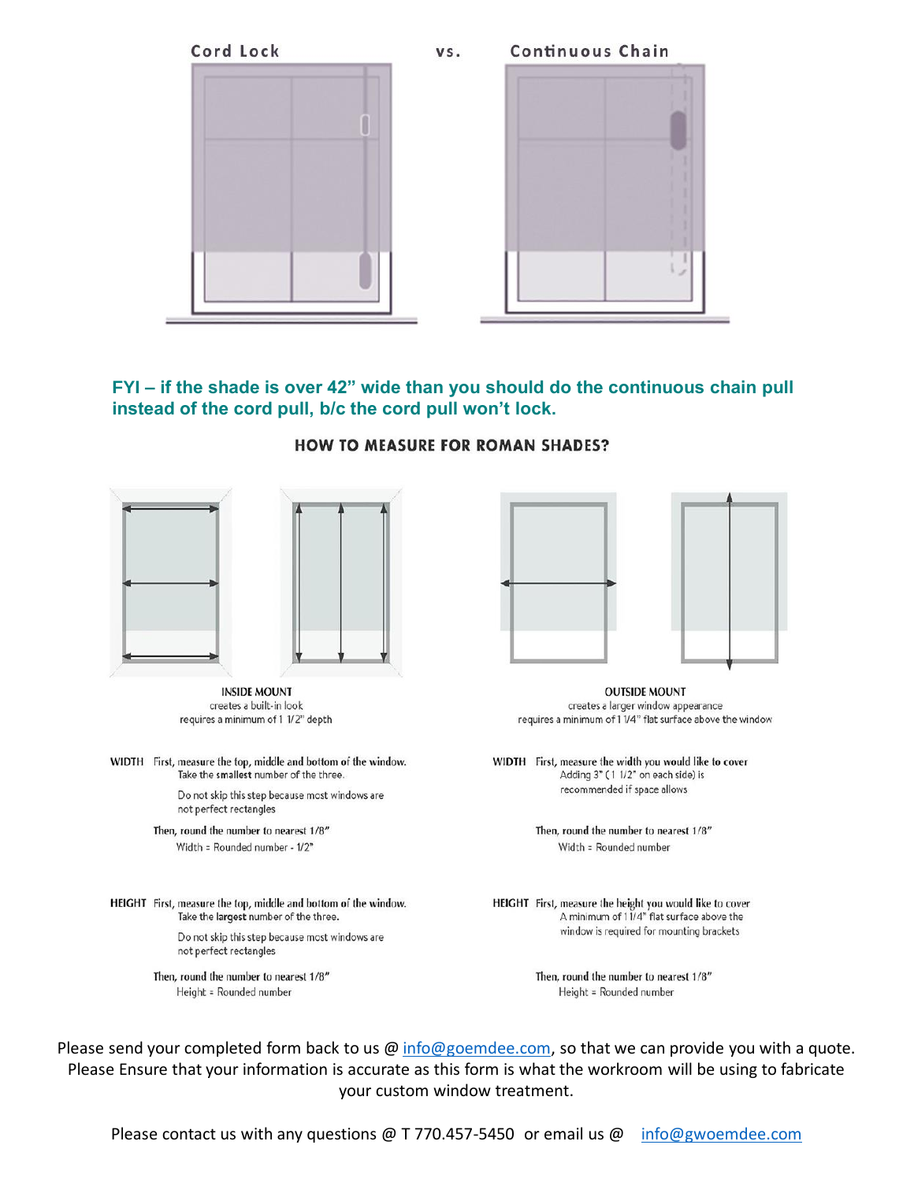Cord Lock vs. Continuous Chain

**FYI – if the shade is over 42" wide than you should do the continuous chain pull instead of the cord pull, b/c the cord pull won't lock.**

## HOW TO MEASURE FOR ROMAN SHADES?

**INSIDE MOUNT**
creates a built-in look
requires a minimum of 1 1/2" depth

**WIDTH** First, measure the top, middle and bottom of the window.
Take the **smallest** number of the three.

Do not skip this step because most windows are not perfect rectangles

Then, round the number to nearest 1/8"
Width = Rounded number - 1/2"

**HEIGHT** First, measure the top, middle and bottom of the window.
Take the **largest** number of the three.

Do not skip this step because most windows are not perfect rectangles

Then, round the number to nearest 1/8"
Height = Rounded number

**OUTSIDE MOUNT**
creates a larger window appearance
requires a minimum of 1 1/4" flat surface above the window

**WIDTH** First, measure the width you would like to cover
Adding 3" (1 1/2" on each side) is recommended if space allows

Then, round the number to nearest 1/8"
Width = Rounded number

**HEIGHT** First, measure the height you would like to cover
A minimum of 1 1/4" flat surface above the window is required for mounting brackets

Then, round the number to nearest 1/8"
Height = Rounded number

Please send your completed form back to us @ info@goemdee.com, so that we can provide you with a quote. Please Ensure that your information is accurate as this form is what the workroom will be using to fabricate your custom window treatment.

Please contact us with any questions @ T 770.457-5450 or email us @ info@gwoemdee.com